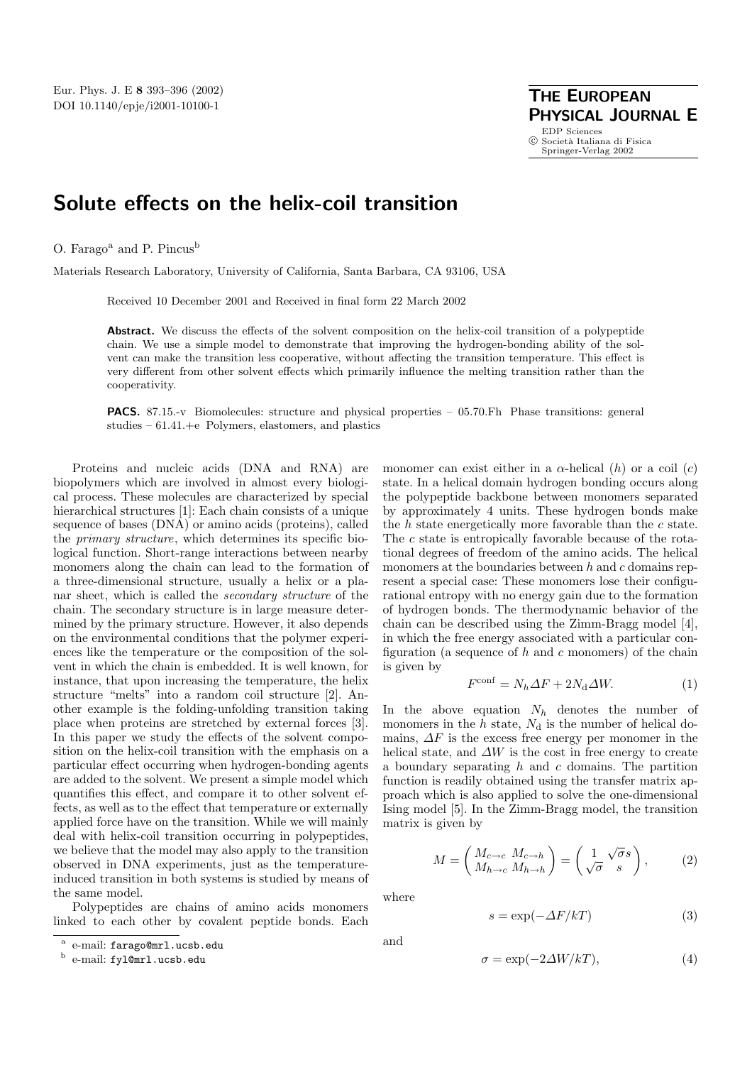# Solute effects on the helix-coil transition

O. Farago[a] and P. Pincus[b]

Materials Research Laboratory, University of California, Santa Barbara, CA 93106, USA

Received 10 December 2001 and Received in final form 22 March 2002

**Abstract.** We discuss the effects of the solvent composition on the helix-coil transition of a polypeptide chain. We use a simple model to demonstrate that improving the hydrogen-bonding ability of the solvent can make the transition less cooperative, without affecting the transition temperature. This effect is very different from other solvent effects which primarily influence the melting transition rather than the cooperativity.

**PACS.** 87.15.-v Biomolecules: structure and physical properties – 05.70.Fh Phase transitions: general studies – 61.41.+e Polymers, elastomers, and plastics

Proteins and nucleic acids (DNA and RNA) are biopolymers which are involved in almost every biological process. These molecules are characterized by special hierarchical structures [1]: Each chain consists of a unique sequence of bases (DNA) or amino acids (proteins), called the *primary structure*, which determines its specific biological function. Short-range interactions between nearby monomers along the chain can lead to the formation of a three-dimensional structure, usually a helix or a planar sheet, which is called the *secondary structure* of the chain. The secondary structure is in large measure determined by the primary structure. However, it also depends on the environmental conditions that the polymer experiences like the temperature or the composition of the solvent in which the chain is embedded. It is well known, for instance, that upon increasing the temperature, the helix structure "melts" into a random coil structure [2]. Another example is the folding-unfolding transition taking place when proteins are stretched by external forces [3]. In this paper we study the effects of the solvent composition on the helix-coil transition with the emphasis on a particular effect occurring when hydrogen-bonding agents are added to the solvent. We present a simple model which quantifies this effect, and compare it to other solvent effects, as well as to the effect that temperature or externally applied force have on the transition. While we will mainly deal with helix-coil transition occurring in polypeptides, we believe that the model may also apply to the transition observed in DNA experiments, just as the temperature-induced transition in both systems is studied by means of the same model.

Polypeptides are chains of amino acids monomers linked to each other by covalent peptide bonds. Each monomer can exist either in a $\alpha$-helical ($h$) or a coil ($c$) state. In a helical domain hydrogen bonding occurs along the polypeptide backbone between monomers separated by approximately 4 units. These hydrogen bonds make the $h$ state energetically more favorable than the $c$ state. The $c$ state is entropically favorable because of the rotational degrees of freedom of the amino acids. The helical monomers at the boundaries between $h$ and $c$ domains represent a special case: These monomers lose their configurational entropy with no energy gain due to the formation of hydrogen bonds. The thermodynamic behavior of the chain can be described using the Zimm-Bragg model [4], in which the free energy associated with a particular configuration (a sequence of $h$ and $c$ monomers) of the chain is given by

$$F^{\text{conf}} = N_h \Delta F + 2N_{\text{d}} \Delta W. \quad (1)$$

In the above equation $N_h$ denotes the number of monomers in the $h$ state, $N_{\text{d}}$ is the number of helical domains, $\Delta F$ is the excess free energy per monomer in the helical state, and $\Delta W$ is the cost in free energy to create a boundary separating $h$ and $c$ domains. The partition function is readily obtained using the transfer matrix approach which is also applied to solve the one-dimensional Ising model [5]. In the Zimm-Bragg model, the transition matrix is given by

$$M = \begin{pmatrix} M_{c\to c} & M_{c\to h} \\ M_{h\to c} & M_{h\to h} \end{pmatrix} = \begin{pmatrix} 1 & \sqrt{\sigma}s \\ \sqrt{\sigma} & s \end{pmatrix}, \quad (2)$$

where

$$s = \exp(-\Delta F/kT) \quad (3)$$

and

$$\sigma = \exp(-2\Delta W/kT), \quad (4)$$

[a] e-mail: farago@mrl.ucsb.edu

[b] e-mail: fyl@mrl.ucsb.edu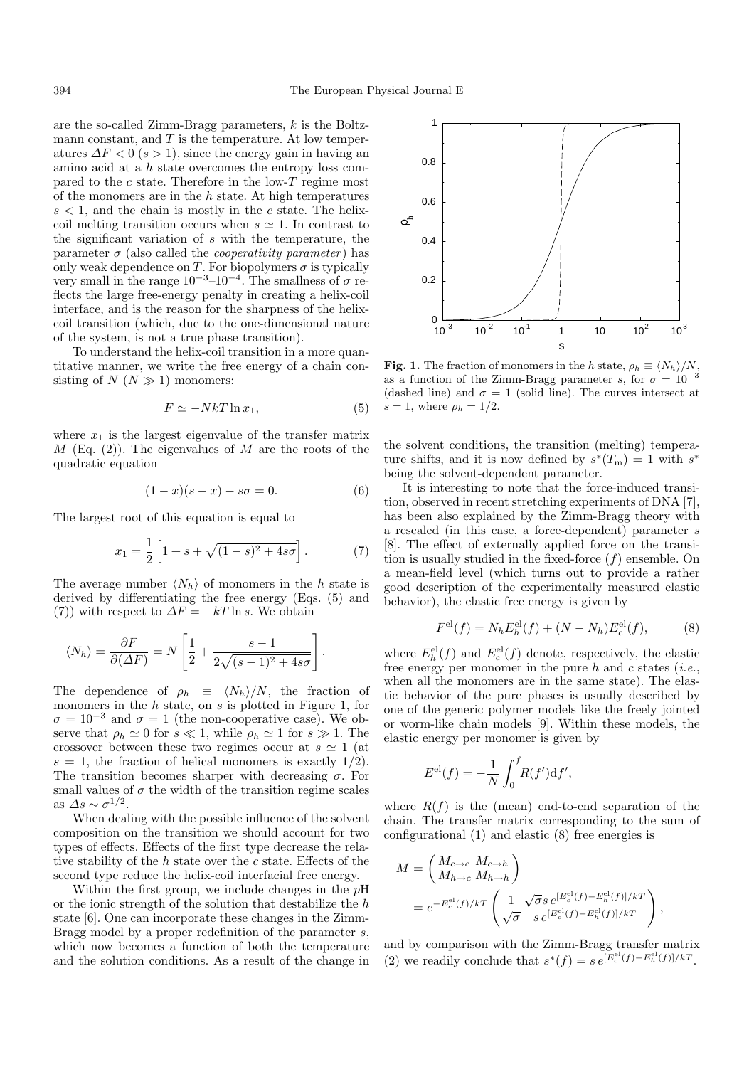are the so-called Zimm-Bragg parameters, $k$ is the Boltzmann constant, and $T$ is the temperature. At low temperatures $\Delta F < 0$ ($s > 1$), since the energy gain in having an amino acid at a $h$ state overcomes the entropy loss compared to the $c$ state. Therefore in the low-$T$ regime most of the monomers are in the $h$ state. At high temperatures $s < 1$, and the chain is mostly in the $c$ state. The helix-coil melting transition occurs when $s \simeq 1$. In contrast to the significant variation of $s$ with the temperature, the parameter $\sigma$ (also called the *cooperativity parameter*) has only weak dependence on $T$. For biopolymers $\sigma$ is typically very small in the range $10^{-3}$–$10^{-4}$. The smallness of $\sigma$ reflects the large free-energy penalty in creating a helix-coil interface, and is the reason for the sharpness of the helix-coil transition (which, due to the one-dimensional nature of the system, is not a true phase transition).

To understand the helix-coil transition in a more quantitative manner, we write the free energy of a chain consisting of $N$ ($N \gg 1$) monomers:

$$F \simeq -NkT \ln x_1, \tag{5}$$

where $x_1$ is the largest eigenvalue of the transfer matrix $M$ (Eq. (2)). The eigenvalues of $M$ are the roots of the quadratic equation

$$(1-x)(s-x) - s\sigma = 0. \tag{6}$$

The largest root of this equation is equal to

$$x_1 = \frac{1}{2}\left[1 + s + \sqrt{(1-s)^2 + 4s\sigma}\right]. \tag{7}$$

The average number $\langle N_h \rangle$ of monomers in the $h$ state is derived by differentiating the free energy (Eqs. (5) and (7)) with respect to $\Delta F = -kT \ln s$. We obtain

$$\langle N_h \rangle = \frac{\partial F}{\partial(\Delta F)} = N\left[\frac{1}{2} + \frac{s-1}{2\sqrt{(s-1)^2 + 4s\sigma}}\right].$$

The dependence of $\rho_h \equiv \langle N_h \rangle / N$, the fraction of monomers in the $h$ state, on $s$ is plotted in Figure 1, for $\sigma = 10^{-3}$ and $\sigma = 1$ (the non-cooperative case). We observe that $\rho_h \simeq 0$ for $s \ll 1$, while $\rho_h \simeq 1$ for $s \gg 1$. The crossover between these two regimes occur at $s \simeq 1$ (at $s = 1$, the fraction of helical monomers is exactly $1/2$). The transition becomes sharper with decreasing $\sigma$. For small values of $\sigma$ the width of the transition regime scales as $\Delta s \sim \sigma^{1/2}$.

When dealing with the possible influence of the solvent composition on the transition we should account for two types of effects. Effects of the first type decrease the relative stability of the $h$ state over the $c$ state. Effects of the second type reduce the helix-coil interfacial free energy.

Within the first group, we include changes in the $p$H or the ionic strength of the solution that destabilize the $h$ state [6]. One can incorporate these changes in the Zimm-Bragg model by a proper redefinition of the parameter $s$, which now becomes a function of both the temperature and the solution conditions. As a result of the change in the solvent conditions, the transition (melting) temperature shifts, and it is now defined by $s^*(T_\text{m}) = 1$ with $s^*$ being the solvent-dependent parameter.

**Fig. 1.** The fraction of monomers in the $h$ state, $\rho_h \equiv \langle N_h \rangle / N$, as a function of the Zimm-Bragg parameter $s$, for $\sigma = 10^{-3}$ (dashed line) and $\sigma = 1$ (solid line). The curves intersect at $s = 1$, where $\rho_h = 1/2$.

It is interesting to note that the force-induced transition, observed in recent stretching experiments of DNA [7], has been also explained by the Zimm-Bragg theory with a rescaled (in this case, a force-dependent) parameter $s$ [8]. The effect of externally applied force on the transition is usually studied in the fixed-force ($f$) ensemble. On a mean-field level (which turns out to provide a rather good description of the experimentally measured elastic behavior), the elastic free energy is given by

$$F^\text{el}(f) = N_h E_h^\text{el}(f) + (N - N_h) E_c^\text{el}(f), \tag{8}$$

where $E_h^\text{el}(f)$ and $E_c^\text{el}(f)$ denote, respectively, the elastic free energy per monomer in the pure $h$ and $c$ states (*i.e.*, when all the monomers are in the same state). The elastic behavior of the pure phases is usually described by one of the generic polymer models like the freely jointed or worm-like chain models [9]. Within these models, the elastic energy per monomer is given by

$$E^\text{el}(f) = -\frac{1}{N}\int_0^f R(f')\text{d}f',$$

where $R(f)$ is the (mean) end-to-end separation of the chain. The transfer matrix corresponding to the sum of configurational (1) and elastic (8) free energies is

$$M = \begin{pmatrix} M_{c\to c} & M_{c\to h} \\ M_{h\to c} & M_{h\to h} \end{pmatrix} = e^{-E_c^\text{el}(f)/kT} \begin{pmatrix} 1 & \sqrt{\sigma} s\, e^{[E_c^\text{el}(f) - E_h^\text{el}(f)]/kT} \\ \sqrt{\sigma} & s\, e^{[E_c^\text{el}(f) - E_h^\text{el}(f)]/kT} \end{pmatrix},$$

and by comparison with the Zimm-Bragg transfer matrix (2) we readily conclude that $s^*(f) = s\, e^{[E_c^\text{el}(f) - E_h^\text{el}(f)]/kT}$.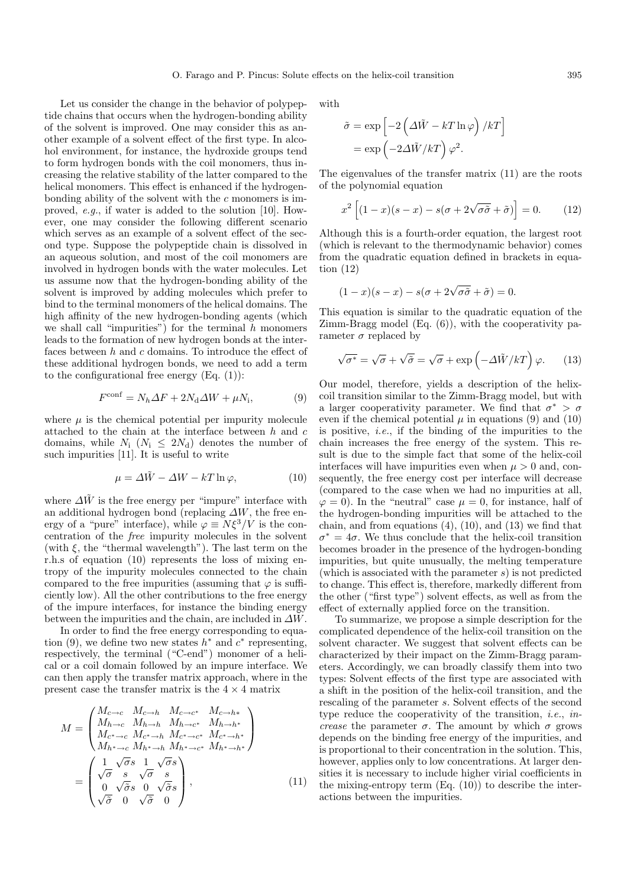Let us consider the change in the behavior of polypeptide chains that occurs when the hydrogen-bonding ability of the solvent is improved. One may consider this as another example of a solvent effect of the first type. In alcohol environment, for instance, the hydroxide groups tend to form hydrogen bonds with the coil monomers, thus increasing the relative stability of the latter compared to the helical monomers. This effect is enhanced if the hydrogen-bonding ability of the solvent with the $c$ monomers is improved, *e.g.*, if water is added to the solution [10]. However, one may consider the following different scenario which serves as an example of a solvent effect of the second type. Suppose the polypeptide chain is dissolved in an aqueous solution, and most of the coil monomers are involved in hydrogen bonds with the water molecules. Let us assume now that the hydrogen-bonding ability of the solvent is improved by adding molecules which prefer to bind to the terminal monomers of the helical domains. The high affinity of the new hydrogen-bonding agents (which we shall call "impurities") for the terminal $h$ monomers leads to the formation of new hydrogen bonds at the interfaces between $h$ and $c$ domains. To introduce the effect of these additional hydrogen bonds, we need to add a term to the configurational free energy (Eq. (1)):

$$F^{\rm conf} = N_h \Delta F + 2N_{\rm d}\Delta W + \mu N_{\rm i}, \qquad (9)$$

where $\mu$ is the chemical potential per impurity molecule attached to the chain at the interface between $h$ and $c$ domains, while $N_{\rm i}$ ($N_{\rm i} \leq 2N_{\rm d}$) denotes the number of such impurities [11]. It is useful to write

$$\mu = \Delta\tilde{W} - \Delta W - kT\ln\varphi, \qquad (10)$$

where $\Delta\tilde{W}$ is the free energy per "impure" interface with an additional hydrogen bond (replacing $\Delta W$, the free energy of a "pure" interface), while $\varphi \equiv N\xi^3/V$ is the concentration of the *free* impurity molecules in the solvent (with $\xi$, the "thermal wavelength"). The last term on the r.h.s of equation (10) represents the loss of mixing entropy of the impurity molecules connected to the chain compared to the free impurities (assuming that $\varphi$ is sufficiently low). All the other contributions to the free energy of the impure interfaces, for instance the binding energy between the impurities and the chain, are included in $\Delta\tilde{W}$.

In order to find the free energy corresponding to equation (9), we define two new states $h^*$ and $c^*$ representing, respectively, the terminal ("C-end") monomer of a helical or a coil domain followed by an impure interface. We can then apply the transfer matrix approach, where in the present case the transfer matrix is the $4\times 4$ matrix

$$M = \begin{pmatrix} M_{c\to c} & M_{c\to h} & M_{c\to c^*} & M_{c\to h*} \\ M_{h\to c} & M_{h\to h} & M_{h\to c^*} & M_{h\to h^*} \\ M_{c^*\to c} & M_{c^*\to h} & M_{c^*\to c^*} & M_{c^*\to h^*} \\ M_{h^*\to c} & M_{h^*\to h} & M_{h^*\to c^*} & M_{h^*\to h^*} \end{pmatrix} = \begin{pmatrix} 1 & \sqrt{\sigma}s & 1 & \sqrt{\sigma}s \\ \sqrt{\sigma} & s & \sqrt{\sigma} & s \\ 0 & \sqrt{\tilde{\sigma}}s & 0 & \sqrt{\tilde{\sigma}}s \\ \sqrt{\tilde{\sigma}} & 0 & \sqrt{\tilde{\sigma}} & 0 \end{pmatrix}, \qquad (11)$$

with

$$\tilde{\sigma} = \exp\left[-2\left(\Delta\tilde{W} - kT\ln\varphi\right)/kT\right] = \exp\left(-2\Delta\tilde{W}/kT\right)\varphi^2.$$

The eigenvalues of the transfer matrix (11) are the roots of the polynomial equation

$$x^2\left[(1-x)(s-x) - s(\sigma + 2\sqrt{\sigma\tilde{\sigma}} + \tilde{\sigma})\right] = 0. \qquad (12)$$

Although this is a fourth-order equation, the largest root (which is relevant to the thermodynamic behavior) comes from the quadratic equation defined in brackets in equation (12)

$$(1-x)(s-x) - s(\sigma + 2\sqrt{\sigma\tilde{\sigma}} + \tilde{\sigma}) = 0.$$

This equation is similar to the quadratic equation of the Zimm-Bragg model (Eq. (6)), with the cooperativity parameter $\sigma$ replaced by

$$\sqrt{\sigma^*} = \sqrt{\sigma} + \sqrt{\tilde{\sigma}} = \sqrt{\sigma} + \exp\left(-\Delta\tilde{W}/kT\right)\varphi. \qquad (13)$$

Our model, therefore, yields a description of the helix-coil transition similar to the Zimm-Bragg model, but with a larger cooperativity parameter. We find that $\sigma^* > \sigma$ even if the chemical potential $\mu$ in equations (9) and (10) is positive, *i.e.*, if the binding of the impurities to the chain increases the free energy of the system. This result is due to the simple fact that some of the helix-coil interfaces will have impurities even when $\mu > 0$ and, consequently, the free energy cost per interface will decrease (compared to the case when we had no impurities at all, $\varphi = 0$). In the "neutral" case $\mu = 0$, for instance, half of the hydrogen-bonding impurities will be attached to the chain, and from equations (4), (10), and (13) we find that $\sigma^* = 4\sigma$. We thus conclude that the helix-coil transition becomes broader in the presence of the hydrogen-bonding impurities, but quite unusually, the melting temperature (which is associated with the parameter $s$) is not predicted to change. This effect is, therefore, markedly different from the other ("first type") solvent effects, as well as from the effect of externally applied force on the transition.

To summarize, we propose a simple description for the complicated dependence of the helix-coil transition on the solvent character. We suggest that solvent effects can be characterized by their impact on the Zimm-Bragg parameters. Accordingly, we can broadly classify them into two types: Solvent effects of the first type are associated with a shift in the position of the helix-coil transition, and the rescaling of the parameter $s$. Solvent effects of the second type reduce the cooperativity of the transition, *i.e.*, *increase* the parameter $\sigma$. The amount by which $\sigma$ grows depends on the binding free energy of the impurities, and is proportional to their concentration in the solution. This, however, applies only to low concentrations. At larger densities it is necessary to include higher virial coefficients in the mixing-entropy term (Eq. (10)) to describe the interactions between the impurities.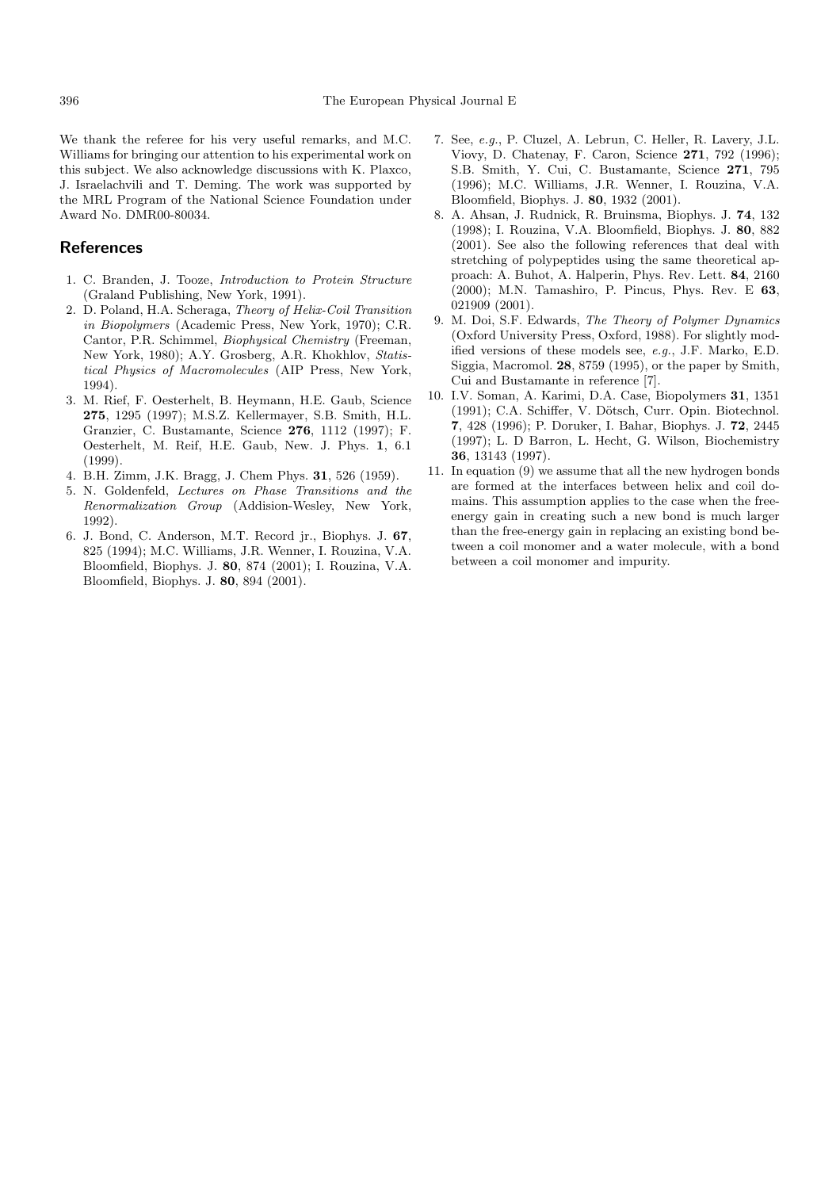We thank the referee for his very useful remarks, and M.C. Williams for bringing our attention to his experimental work on this subject. We also acknowledge discussions with K. Plaxco, J. Israelachvili and T. Deming. The work was supported by the MRL Program of the National Science Foundation under Award No. DMR00-80034.

## References

1. C. Branden, J. Tooze, *Introduction to Protein Structure* (Graland Publishing, New York, 1991).
2. D. Poland, H.A. Scheraga, *Theory of Helix-Coil Transition in Biopolymers* (Academic Press, New York, 1970); C.R. Cantor, P.R. Schimmel, *Biophysical Chemistry* (Freeman, New York, 1980); A.Y. Grosberg, A.R. Khokhlov, *Statistical Physics of Macromolecules* (AIP Press, New York, 1994).
3. M. Rief, F. Oesterhelt, B. Heymann, H.E. Gaub, Science **275**, 1295 (1997); M.S.Z. Kellermayer, S.B. Smith, H.L. Granzier, C. Bustamante, Science **276**, 1112 (1997); F. Oesterhelt, M. Reif, H.E. Gaub, New. J. Phys. **1**, 6.1 (1999).
4. B.H. Zimm, J.K. Bragg, J. Chem Phys. **31**, 526 (1959).
5. N. Goldenfeld, *Lectures on Phase Transitions and the Renormalization Group* (Addision-Wesley, New York, 1992).
6. J. Bond, C. Anderson, M.T. Record jr., Biophys. J. **67**, 825 (1994); M.C. Williams, J.R. Wenner, I. Rouzina, V.A. Bloomfield, Biophys. J. **80**, 874 (2001); I. Rouzina, V.A. Bloomfield, Biophys. J. **80**, 894 (2001).
7. See, *e.g.*, P. Cluzel, A. Lebrun, C. Heller, R. Lavery, J.L. Viovy, D. Chatenay, F. Caron, Science **271**, 792 (1996); S.B. Smith, Y. Cui, C. Bustamante, Science **271**, 795 (1996); M.C. Williams, J.R. Wenner, I. Rouzina, V.A. Bloomfield, Biophys. J. **80**, 1932 (2001).
8. A. Ahsan, J. Rudnick, R. Bruinsma, Biophys. J. **74**, 132 (1998); I. Rouzina, V.A. Bloomfield, Biophys. J. **80**, 882 (2001). See also the following references that deal with stretching of polypeptides using the same theoretical approach: A. Buhot, A. Halperin, Phys. Rev. Lett. **84**, 2160 (2000); M.N. Tamashiro, P. Pincus, Phys. Rev. E **63**, 021909 (2001).
9. M. Doi, S.F. Edwards, *The Theory of Polymer Dynamics* (Oxford University Press, Oxford, 1988). For slightly modified versions of these models see, *e.g.*, J.F. Marko, E.D. Siggia, Macromol. **28**, 8759 (1995), or the paper by Smith, Cui and Bustamante in reference [7].
10. I.V. Soman, A. Karimi, D.A. Case, Biopolymers **31**, 1351 (1991); C.A. Schiffer, V. Dötsch, Curr. Opin. Biotechnol. **7**, 428 (1996); P. Doruker, I. Bahar, Biophys. J. **72**, 2445 (1997); L. D Barron, L. Hecht, G. Wilson, Biochemistry **36**, 13143 (1997).
11. In equation (9) we assume that all the new hydrogen bonds are formed at the interfaces between helix and coil domains. This assumption applies to the case when the free-energy gain in creating such a new bond is much larger than the free-energy gain in replacing an existing bond between a coil monomer and a water molecule, with a bond between a coil monomer and impurity.